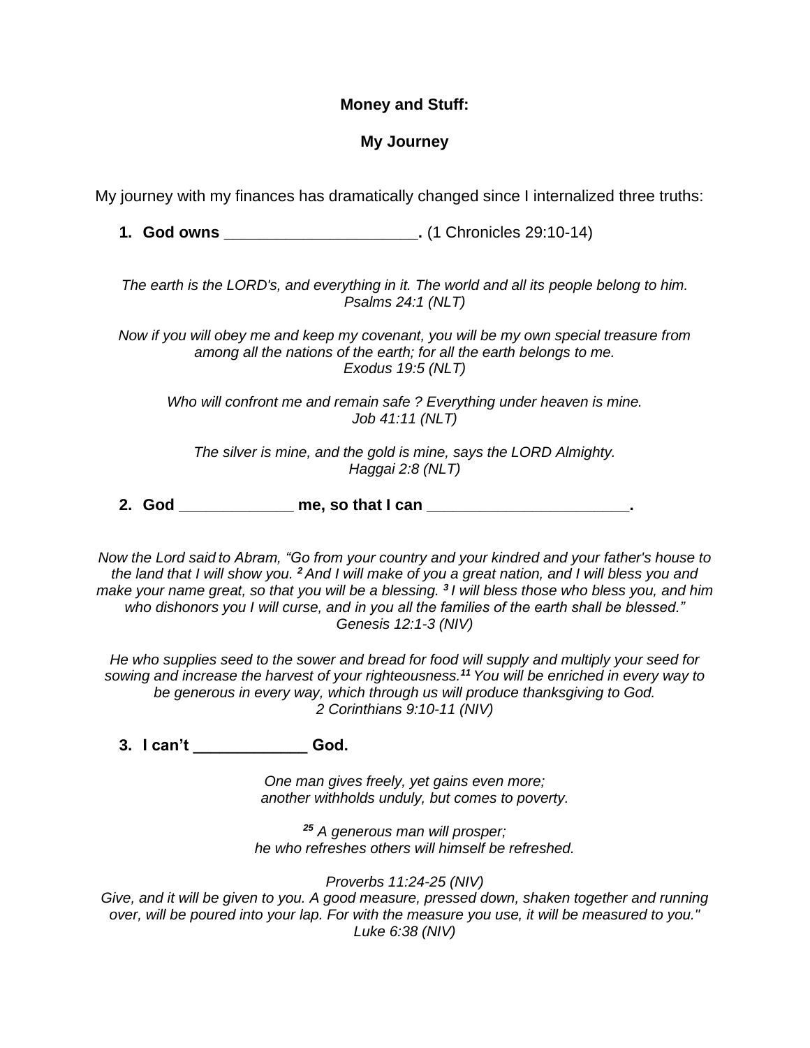**Money and Stuff:**

**My Journey**

My journey with my finances has dramatically changed since I internalized three truths:

1. **God owns ______________________.** (1 Chronicles 29:10-14)

*The earth is the LORD's, and everything in it. The world and all its people belong to him.*
*Psalms 24:1 (NLT)*

*Now if you will obey me and keep my covenant, you will be my own special treasure from among all the nations of the earth; for all the earth belongs to me.*
*Exodus 19:5 (NLT)*

*Who will confront me and remain safe ? Everything under heaven is mine.*
*Job 41:11 (NLT)*

*The silver is mine, and the gold is mine, says the LORD Almighty.*
*Haggai 2:8 (NLT)*

2. **God _____________ me, so that I can _______________________.**

*Now the Lord said to Abram, "Go from your country and your kindred and your father's house to the land that I will show you. [2] And I will make of you a great nation, and I will bless you and make your name great, so that you will be a blessing. [3] I will bless those who bless you, and him who dishonors you I will curse, and in you all the families of the earth shall be blessed."*
*Genesis 12:1-3 (NIV)*

*He who supplies seed to the sower and bread for food will supply and multiply your seed for sowing and increase the harvest of your righteousness.[11] You will be enriched in every way to be generous in every way, which through us will produce thanksgiving to God.*
*2 Corinthians 9:10-11 (NIV)*

3. **I can't _____________ God.**

*One man gives freely, yet gains even more;*
*another withholds unduly, but comes to poverty.*

*[25] A generous man will prosper;*
*he who refreshes others will himself be refreshed.*

*Proverbs 11:24-25 (NIV)*

*Give, and it will be given to you. A good measure, pressed down, shaken together and running over, will be poured into your lap. For with the measure you use, it will be measured to you."*
*Luke 6:38 (NIV)*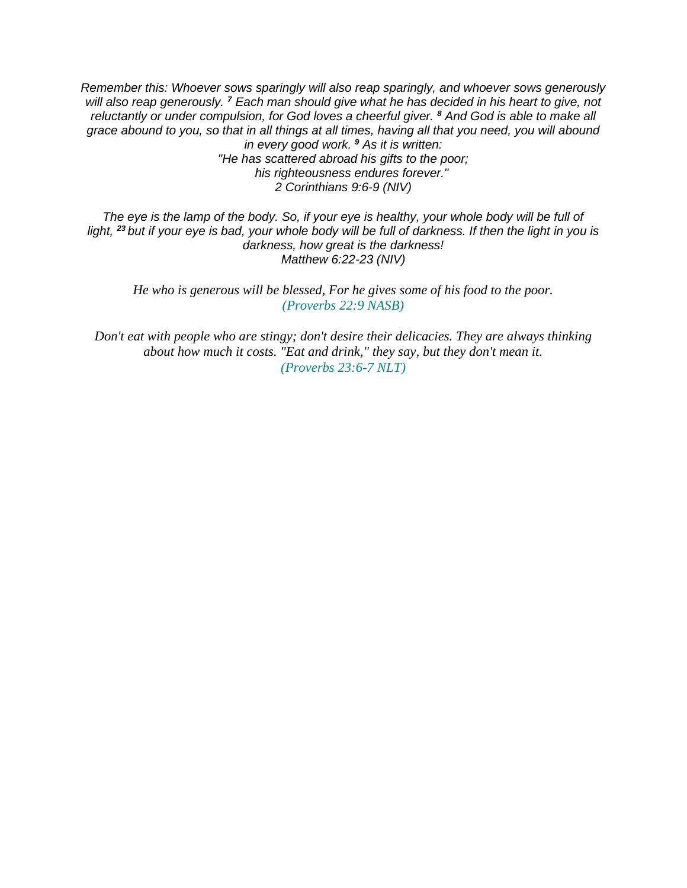*Remember this: Whoever sows sparingly will also reap sparingly, and whoever sows generously will also reap generously. **7** Each man should give what he has decided in his heart to give, not reluctantly or under compulsion, for God loves a cheerful giver. **8** And God is able to make all grace abound to you, so that in all things at all times, having all that you need, you will abound in every good work. **9** As it is written:*
*"He has scattered abroad his gifts to the poor;*
*his righteousness endures forever."*
*2 Corinthians 9:6-9 (NIV)*

*The eye is the lamp of the body. So, if your eye is healthy, your whole body will be full of light, **23** but if your eye is bad, your whole body will be full of darkness. If then the light in you is darkness, how great is the darkness!*
*Matthew 6:22-23 (NIV)*

*He who is generous will be blessed, For he gives some of his food to the poor.*
*(Proverbs 22:9 NASB)*

*Don't eat with people who are stingy; don't desire their delicacies. They are always thinking about how much it costs. "Eat and drink," they say, but they don't mean it.*
*(Proverbs 23:6-7 NLT)*